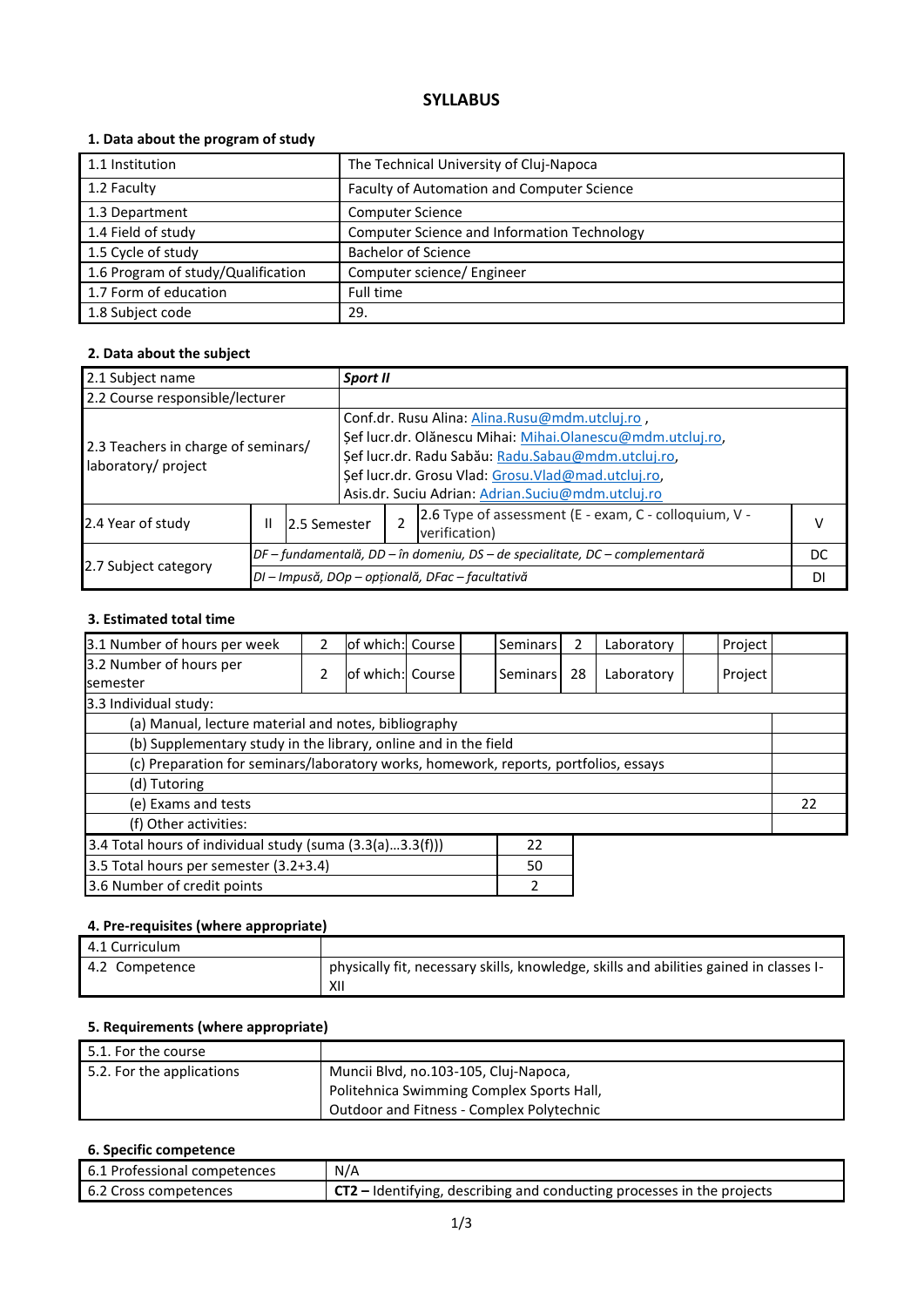# SYLLABUS

### 1. Data about the program of study

| | |
|---|---|
| 1.1 Institution | The Technical University of Cluj-Napoca |
| 1.2 Faculty | Faculty of Automation and Computer Science |
| 1.3 Department | Computer Science |
| 1.4 Field of study | Computer Science and Information Technology |
| 1.5 Cycle of study | Bachelor of Science |
| 1.6 Program of study/Qualification | Computer science/ Engineer |
| 1.7 Form of education | Full time |
| 1.8 Subject code | 29. |

### 2. Data about the subject

| | | | | | |
|---|---|---|---|---|---|
| 2.1 Subject name | ***Sport II*** | | | | |
| 2.2 Course responsible/lecturer | | | | | |
| 2.3 Teachers in charge of seminars/ laboratory/ project | Conf.dr. Rusu Alina: Alina.Rusu@mdm.utcluj.ro , Şef lucr.dr. Olănescu Mihai: Mihai.Olanescu@mdm.utcluj.ro, Şef lucr.dr. Radu Sabău: Radu.Sabau@mdm.utcluj.ro, Şef lucr.dr. Grosu Vlad: Grosu.Vlad@mad.utcluj.ro, Asis.dr. Suciu Adrian: Adrian.Suciu@mdm.utcluj.ro | | | | |
| 2.4 Year of study | II | 2.5 Semester | 2 | 2.6 Type of assessment (E - exam, C - colloquium, V - verification) | V |
| 2.7 Subject category | *DF – fundamentală, DD – în domeniu, DS – de specialitate, DC – complementară* | | | | DC |
| | *DI – Impusă, DOp – opțională, DFac – facultativă* | | | | DI |

### 3. Estimated total time

| | | | | | | | | | |
|---|---|---|---|---|---|---|---|---|---|
| 3.1 Number of hours per week | 2 | of which: | Course | | Seminars | 2 | Laboratory | | Project | |
| 3.2 Number of hours per semester | 2 | of which: | Course | | Seminars | 28 | Laboratory | | Project | |

| 3.3 Individual study: | |
|---|---|
| (a) Manual, lecture material and notes, bibliography | |
| (b) Supplementary study in the library, online and in the field | |
| (c) Preparation for seminars/laboratory works, homework, reports, portfolios, essays | |
| (d) Tutoring | |
| (e) Exams and tests | 22 |
| (f) Other activities: | |

| | |
|---|---|
| 3.4 Total hours of individual study (suma (3.3(a)…3.3(f))) | 22 |
| 3.5 Total hours per semester (3.2+3.4) | 50 |
| 3.6 Number of credit points | 2 |

### 4. Pre-requisites (where appropriate)

| | |
|---|---|
| 4.1 Curriculum | |
| 4.2 Competence | physically fit, necessary skills, knowledge, skills and abilities gained in classes I-XII |

### 5. Requirements (where appropriate)

| | |
|---|---|
| 5.1. For the course | |
| 5.2. For the applications | Muncii Blvd, no.103-105, Cluj-Napoca, Politehnica Swimming Complex Sports Hall, Outdoor and Fitness - Complex Polytechnic |

### 6. Specific competence

| | |
|---|---|
| 6.1 Professional competences | N/A |
| 6.2 Cross competences | **CT2 –** Identifying, describing and conducting processes in the projects |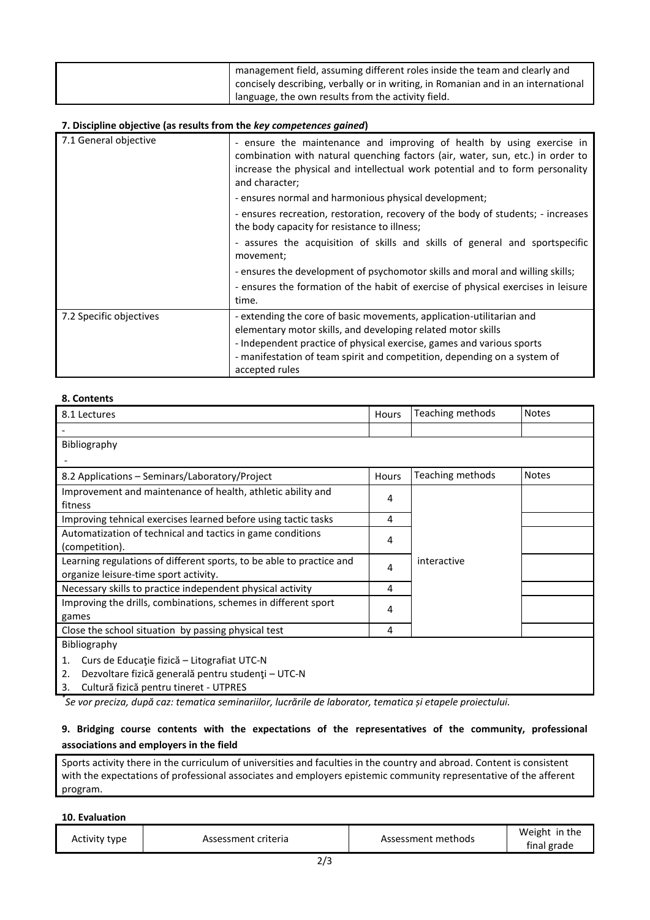| | management field, assuming different roles inside the team and clearly and concisely describing, verbally or in writing, in Romanian and in an international language, the own results from the activity field. |
|---|---|

**7. Discipline objective (as results from the *key competences gained*)**

| | |
|---|---|
| 7.1 General objective | - ensure the maintenance and improving of health by using exercise in combination with natural quenching factors (air, water, sun, etc.) in order to increase the physical and intellectual work potential and to form personality and character;<br>- ensures normal and harmonious physical development;<br>- ensures recreation, restoration, recovery of the body of students; - increases the body capacity for resistance to illness;<br>- assures the acquisition of skills and skills of general and sportspecific movement;<br>- ensures the development of psychomotor skills and moral and willing skills;<br>- ensures the formation of the habit of exercise of physical exercises in leisure time. |
| 7.2 Specific objectives | - extending the core of basic movements, application-utilitarian and elementary motor skills, and developing related motor skills<br>- Independent practice of physical exercise, games and various sports<br>- manifestation of team spirit and competition, depending on a system of accepted rules |

**8. Contents**

| 8.1 Lectures | Hours | Teaching methods | Notes |
|---|---|---|---|
| - | | | |
| Bibliography<br>- | | | |
| **8.2 Applications – Seminars/Laboratory/Project** | **Hours** | **Teaching methods** | **Notes** |
| Improvement and maintenance of health, athletic ability and fitness | 4 | interactive | |
| Improving tehnical exercises learned before using tactic tasks | 4 | | |
| Automatization of technical and tactics in game conditions (competition). | 4 | | |
| Learning regulations of different sports, to be able to practice and organize leisure-time sport activity. | 4 | | |
| Necessary skills to practice independent physical activity | 4 | | |
| Improving the drills, combinations, schemes in different sport games | 4 | | |
| Close the school situation by passing physical test | 4 | | |
| Bibliography<br>1. Curs de Educaţie fizică – Litografiat UTC-N<br>2. Dezvoltare fizică generală pentru studenţi – UTC-N<br>3. Cultură fizică pentru tineret - UTPRES | | | |

*Se vor preciza, după caz: tematica seminariilor, lucrările de laborator, tematica și etapele proiectului.*

**9. Bridging course contents with the expectations of the representatives of the community, professional associations and employers in the field**

Sports activity there in the curriculum of universities and faculties in the country and abroad. Content is consistent with the expectations of professional associates and employers epistemic community representative of the afferent program.

**10. Evaluation**

| Activity type | Assessment criteria | Assessment methods | Weight in the final grade |
|---|---|---|---|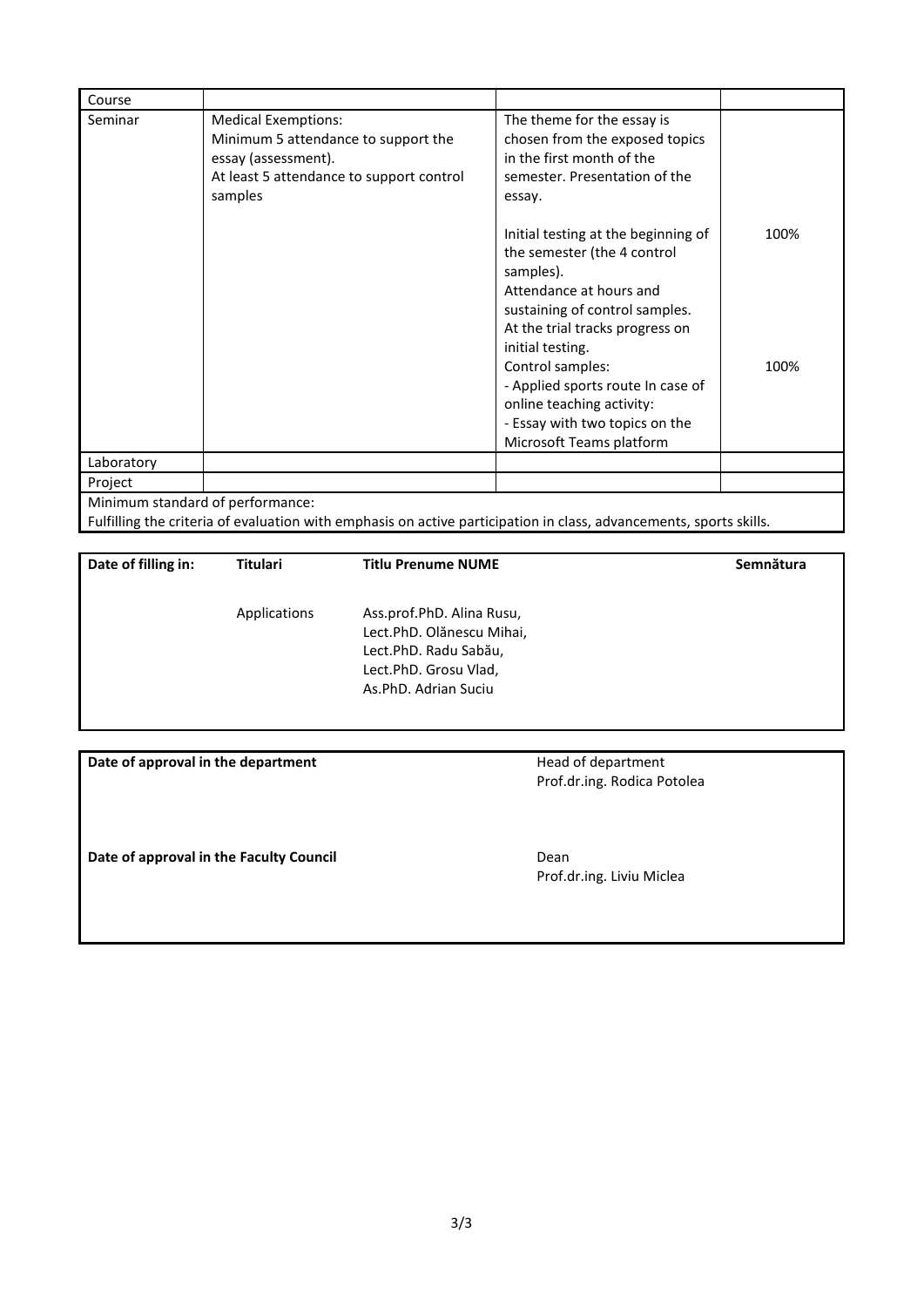| | | | |
|---|---|---|---|
| Course | | | |
| Seminar | Medical Exemptions:<br>Minimum 5 attendance to support the essay (assessment).<br>At least 5 attendance to support control samples | The theme for the essay is chosen from the exposed topics in the first month of the semester. Presentation of the essay. | |
| | | Initial testing at the beginning of the semester (the 4 control samples).<br>Attendance at hours and sustaining of control samples.<br>At the trial tracks progress on initial testing. | 100% |
| | | Control samples:<br>- Applied sports route In case of online teaching activity:<br>- Essay with two topics on the Microsoft Teams platform | 100% |
| Laboratory | | | |
| Project | | | |
| Minimum standard of performance:<br>Fulfilling the criteria of evaluation with emphasis on active participation in class, advancements, sports skills. | | | |

| Date of filling in: | Titulari | Titlu Prenume NUME | Semnătura |
|---|---|---|---|
| | Applications | Ass.prof.PhD. Alina Rusu,<br>Lect.PhD. Olănescu Mihai,<br>Lect.PhD. Radu Sabău,<br>Lect.PhD. Grosu Vlad,<br>As.PhD. Adrian Suciu | |

| | |
|---|---|
| **Date of approval in the department** | Head of department<br>Prof.dr.ing. Rodica Potolea |
| **Date of approval in the Faculty Council** | Dean<br>Prof.dr.ing. Liviu Miclea |